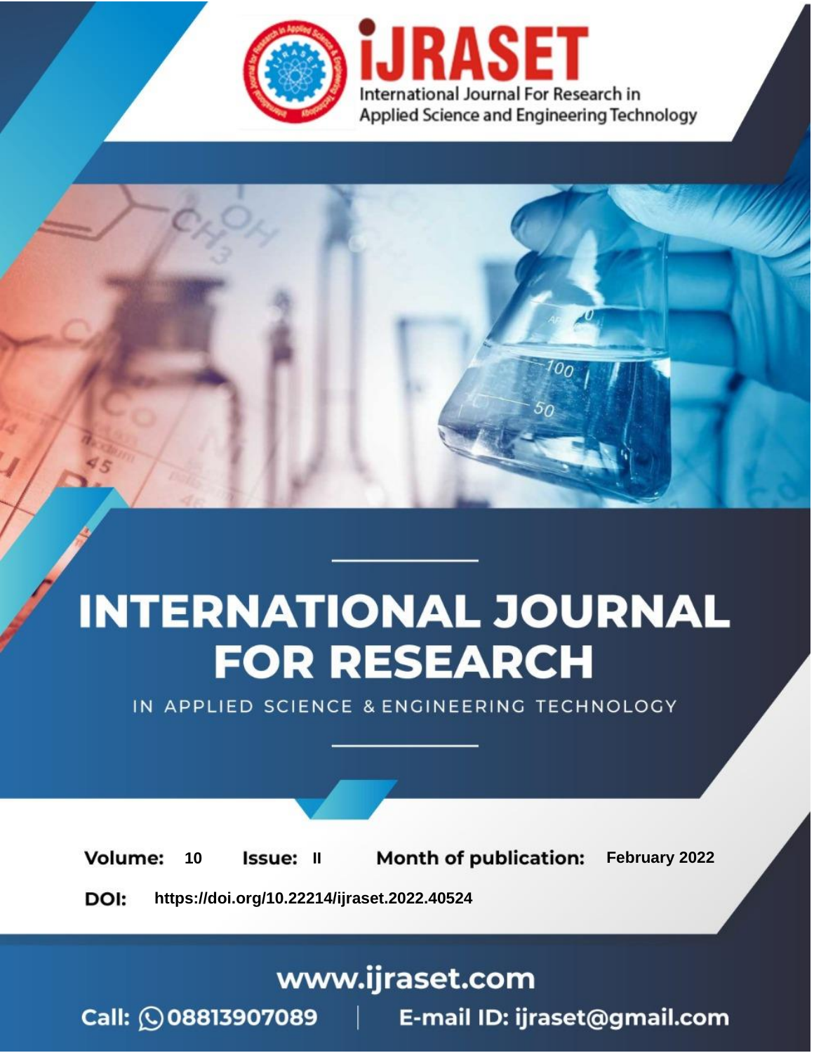# iJRASET

International Journal For Research in Applied Science and Engineering Technology

# INTERNATIONAL JOURNAL FOR RESEARCH

IN APPLIED SCIENCE & ENGINEERING TECHNOLOGY

**Volume:** 10 **Issue:** II **Month of publication:** February 2022

**DOI:** https://doi.org/10.22214/ijraset.2022.40524

www.ijraset.com

Call: 08813907089 | E-mail ID: ijraset@gmail.com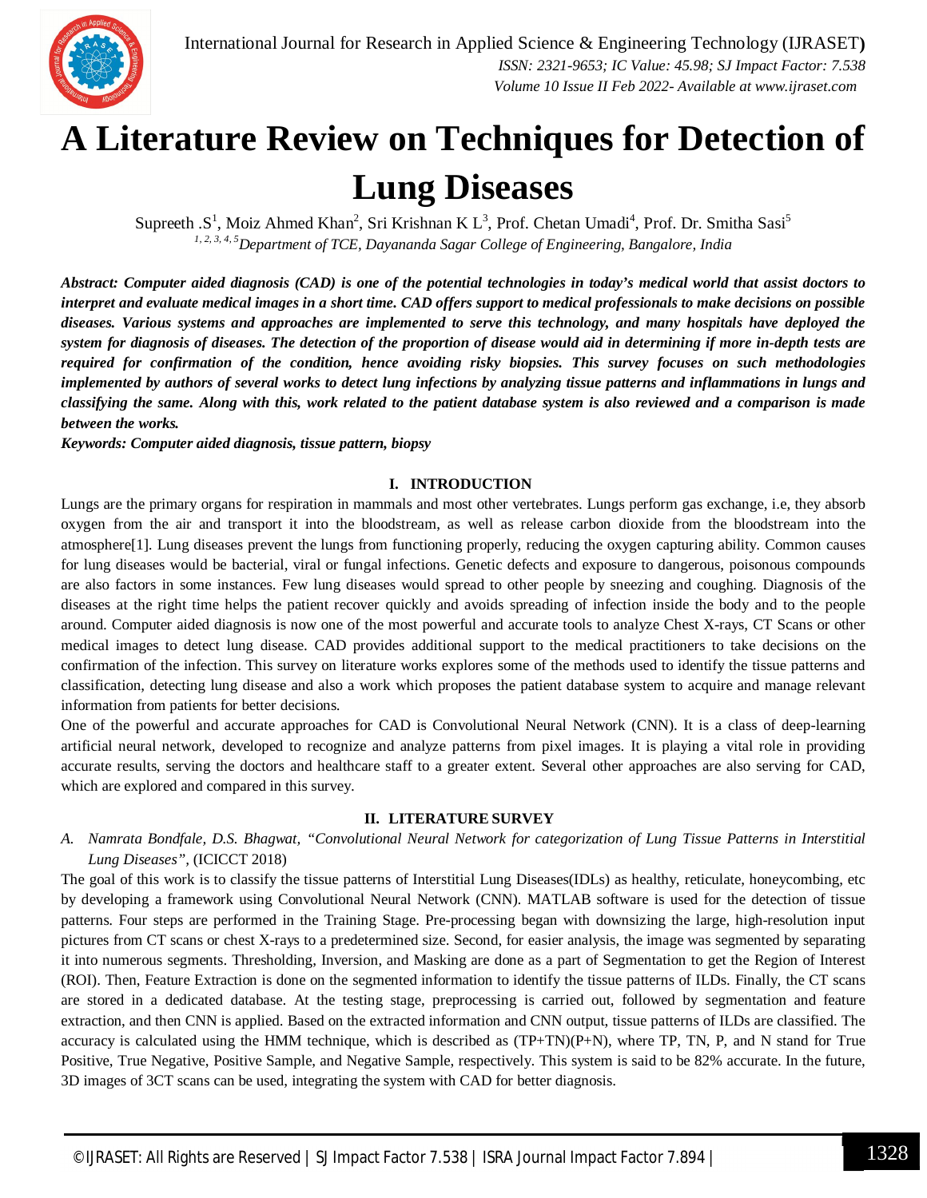# A Literature Review on Techniques for Detection of Lung Diseases

Supreeth .S[1], Moiz Ahmed Khan[2], Sri Krishnan K L[3], Prof. Chetan Umadi[4], Prof. Dr. Smitha Sasi[5]

*[1, 2, 3, 4, 5]Department of TCE, Dayananda Sagar College of Engineering, Bangalore, India*

***Abstract:** Computer aided diagnosis (CAD) is one of the potential technologies in today's medical world that assist doctors to interpret and evaluate medical images in a short time. CAD offers support to medical professionals to make decisions on possible diseases. Various systems and approaches are implemented to serve this technology, and many hospitals have deployed the system for diagnosis of diseases. The detection of the proportion of disease would aid in determining if more in-depth tests are required for confirmation of the condition, hence avoiding risky biopsies. This survey focuses on such methodologies implemented by authors of several works to detect lung infections by analyzing tissue patterns and inflammations in lungs and classifying the same. Along with this, work related to the patient database system is also reviewed and a comparison is made between the works.*

***Keywords:** Computer aided diagnosis, tissue pattern, biopsy*

## I. INTRODUCTION

Lungs are the primary organs for respiration in mammals and most other vertebrates. Lungs perform gas exchange, i.e, they absorb oxygen from the air and transport it into the bloodstream, as well as release carbon dioxide from the bloodstream into the atmosphere[1]. Lung diseases prevent the lungs from functioning properly, reducing the oxygen capturing ability. Common causes for lung diseases would be bacterial, viral or fungal infections. Genetic defects and exposure to dangerous, poisonous compounds are also factors in some instances. Few lung diseases would spread to other people by sneezing and coughing. Diagnosis of the diseases at the right time helps the patient recover quickly and avoids spreading of infection inside the body and to the people around. Computer aided diagnosis is now one of the most powerful and accurate tools to analyze Chest X-rays, CT Scans or other medical images to detect lung disease. CAD provides additional support to the medical practitioners to take decisions on the confirmation of the infection. This survey on literature works explores some of the methods used to identify the tissue patterns and classification, detecting lung disease and also a work which proposes the patient database system to acquire and manage relevant information from patients for better decisions.

One of the powerful and accurate approaches for CAD is Convolutional Neural Network (CNN). It is a class of deep-learning artificial neural network, developed to recognize and analyze patterns from pixel images. It is playing a vital role in providing accurate results, serving the doctors and healthcare staff to a greater extent. Several other approaches are also serving for CAD, which are explored and compared in this survey.

## II. LITERATURE SURVEY

### A. *Namrata Bondfale, D.S. Bhagwat, "Convolutional Neural Network for categorization of Lung Tissue Patterns in Interstitial Lung Diseases"*, (ICICCT 2018)

The goal of this work is to classify the tissue patterns of Interstitial Lung Diseases(IDLs) as healthy, reticulate, honeycombing, etc by developing a framework using Convolutional Neural Network (CNN). MATLAB software is used for the detection of tissue patterns. Four steps are performed in the Training Stage. Pre-processing began with downsizing the large, high-resolution input pictures from CT scans or chest X-rays to a predetermined size. Second, for easier analysis, the image was segmented by separating it into numerous segments. Thresholding, Inversion, and Masking are done as a part of Segmentation to get the Region of Interest (ROI). Then, Feature Extraction is done on the segmented information to identify the tissue patterns of ILDs. Finally, the CT scans are stored in a dedicated database. At the testing stage, preprocessing is carried out, followed by segmentation and feature extraction, and then CNN is applied. Based on the extracted information and CNN output, tissue patterns of ILDs are classified. The accuracy is calculated using the HMM technique, which is described as (TP+TN)(P+N), where TP, TN, P, and N stand for True Positive, True Negative, Positive Sample, and Negative Sample, respectively. This system is said to be 82% accurate. In the future, 3D images of 3CT scans can be used, integrating the system with CAD for better diagnosis.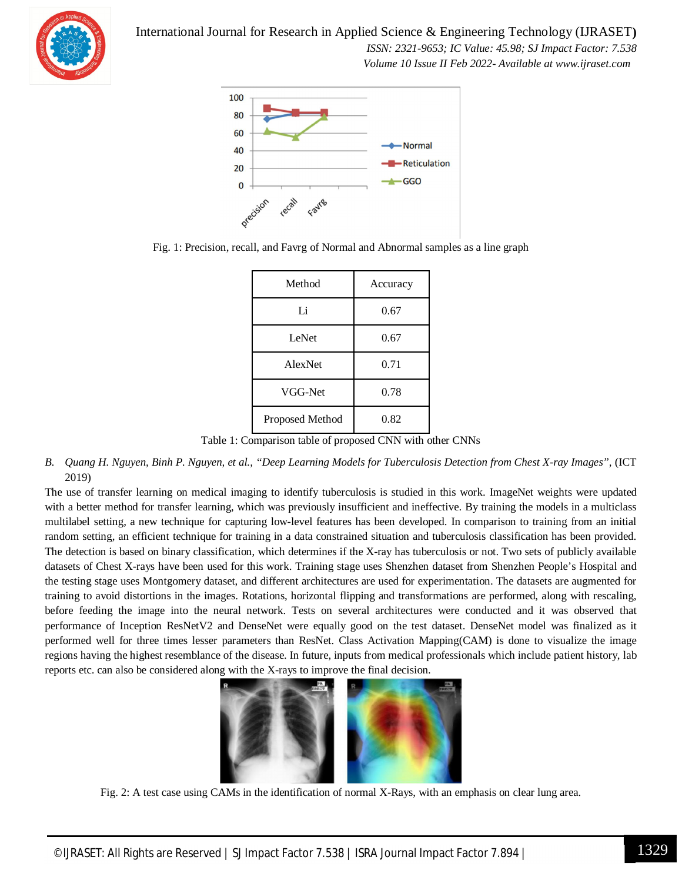Fig. 1: Precision, recall, and Favrg of Normal and Abnormal samples as a line graph

| Method | Accuracy |
| --- | --- |
| Li | 0.67 |
| LeNet | 0.67 |
| AlexNet | 0.71 |
| VGG-Net | 0.78 |
| Proposed Method | 0.82 |

Table 1: Comparison table of proposed CNN with other CNNs

*B. Quang H. Nguyen, Binh P. Nguyen, et al., "Deep Learning Models for Tuberculosis Detection from Chest X-ray Images",* (ICT 2019)

The use of transfer learning on medical imaging to identify tuberculosis is studied in this work. ImageNet weights were updated with a better method for transfer learning, which was previously insufficient and ineffective. By training the models in a multiclass multilabel setting, a new technique for capturing low-level features has been developed. In comparison to training from an initial random setting, an efficient technique for training in a data constrained situation and tuberculosis classification has been provided. The detection is based on binary classification, which determines if the X-ray has tuberculosis or not. Two sets of publicly available datasets of Chest X-rays have been used for this work. Training stage uses Shenzhen dataset from Shenzhen People's Hospital and the testing stage uses Montgomery dataset, and different architectures are used for experimentation. The datasets are augmented for training to avoid distortions in the images. Rotations, horizontal flipping and transformations are performed, along with rescaling, before feeding the image into the neural network. Tests on several architectures were conducted and it was observed that performance of Inception ResNetV2 and DenseNet were equally good on the test dataset. DenseNet model was finalized as it performed well for three times lesser parameters than ResNet. Class Activation Mapping(CAM) is done to visualize the image regions having the highest resemblance of the disease. In future, inputs from medical professionals which include patient history, lab reports etc. can also be considered along with the X-rays to improve the final decision.

Fig. 2: A test case using CAMs in the identification of normal X-Rays, with an emphasis on clear lung area.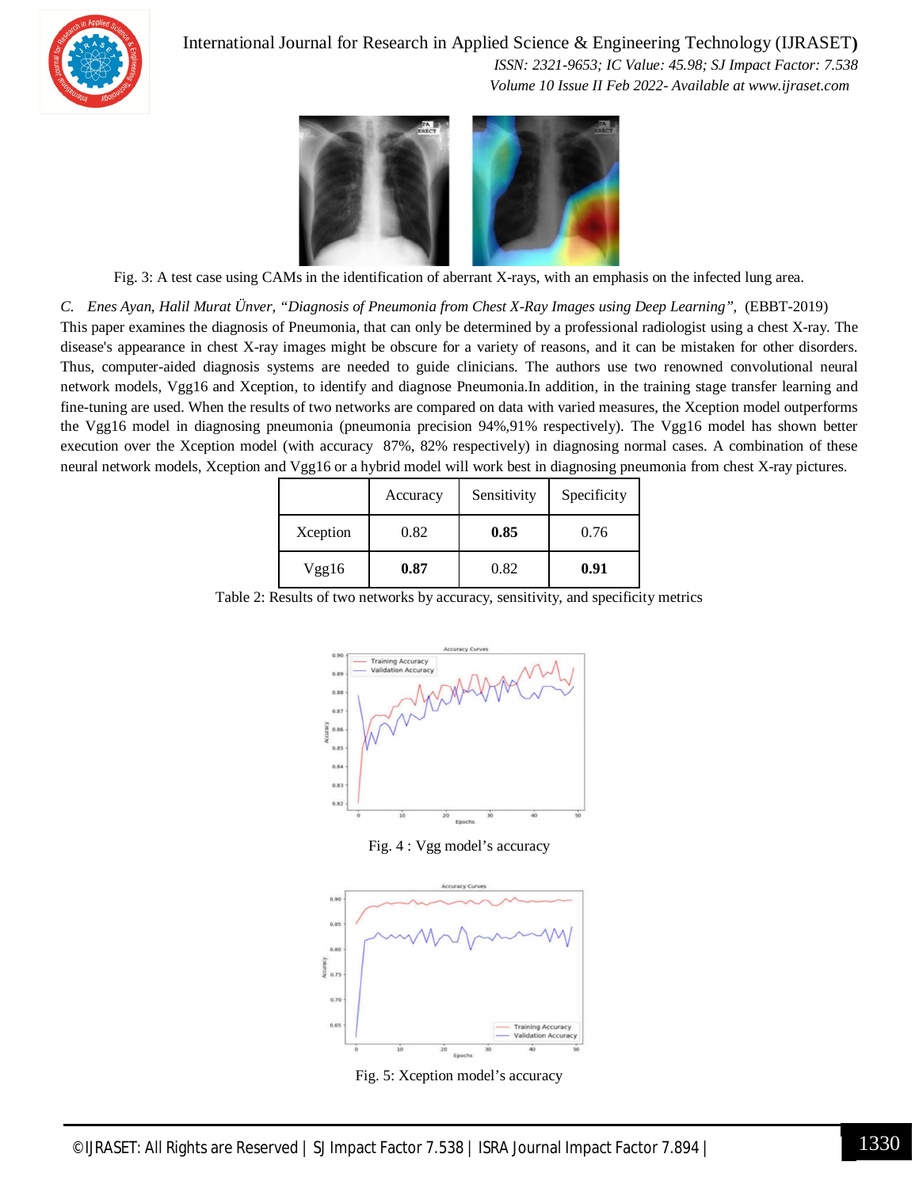Fig. 3: A test case using CAMs in the identification of aberrant X-rays, with an emphasis on the infected lung area.

*C. Enes Ayan, Halil Murat Ünver, "Diagnosis of Pneumonia from Chest X-Ray Images using Deep Learning",* (EBBT-2019)

This paper examines the diagnosis of Pneumonia, that can only be determined by a professional radiologist using a chest X-ray. The disease's appearance in chest X-ray images might be obscure for a variety of reasons, and it can be mistaken for other disorders. Thus, computer-aided diagnosis systems are needed to guide clinicians. The authors use two renowned convolutional neural network models, Vgg16 and Xception, to identify and diagnose Pneumonia.In addition, in the training stage transfer learning and fine-tuning are used. When the results of two networks are compared on data with varied measures, the Xception model outperforms the Vgg16 model in diagnosing pneumonia (pneumonia precision 94%,91% respectively). The Vgg16 model has shown better execution over the Xception model (with accuracy 87%, 82% respectively) in diagnosing normal cases. A combination of these neural network models, Xception and Vgg16 or a hybrid model will work best in diagnosing pneumonia from chest X-ray pictures.

| | Accuracy | Sensitivity | Specificity |
|---|---|---|---|
| Xception | 0.82 | **0.85** | 0.76 |
| Vgg16 | **0.87** | 0.82 | **0.91** |

Table 2: Results of two networks by accuracy, sensitivity, and specificity metrics

Fig. 4 : Vgg model's accuracy

Fig. 5: Xception model's accuracy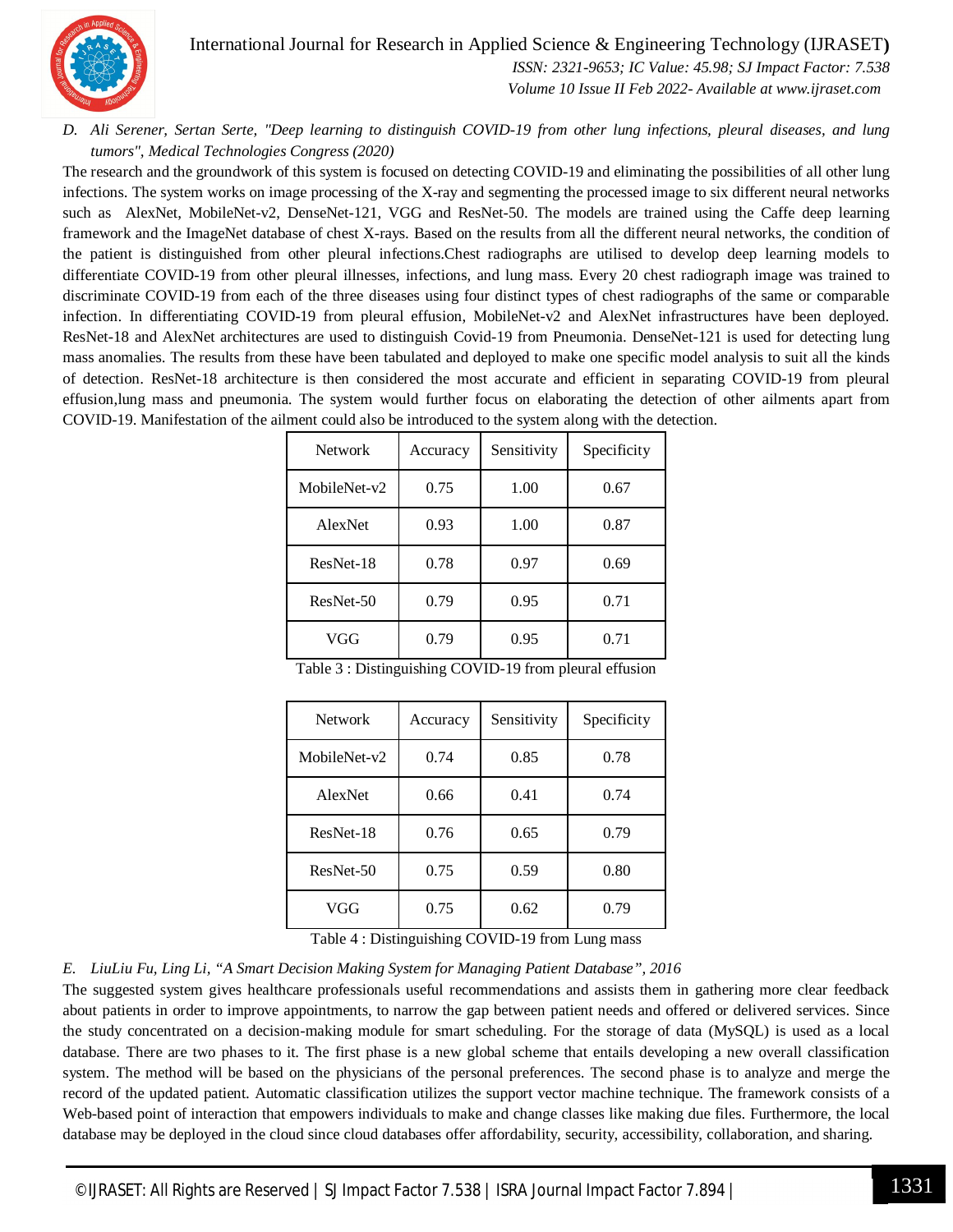*D. Ali Serener, Sertan Serte, "Deep learning to distinguish COVID-19 from other lung infections, pleural diseases, and lung tumors", Medical Technologies Congress (2020)*

The research and the groundwork of this system is focused on detecting COVID-19 and eliminating the possibilities of all other lung infections. The system works on image processing of the X-ray and segmenting the processed image to six different neural networks such as AlexNet, MobileNet-v2, DenseNet-121, VGG and ResNet-50. The models are trained using the Caffe deep learning framework and the ImageNet database of chest X-rays. Based on the results from all the different neural networks, the condition of the patient is distinguished from other pleural infections.Chest radiographs are utilised to develop deep learning models to differentiate COVID-19 from other pleural illnesses, infections, and lung mass. Every 20 chest radiograph image was trained to discriminate COVID-19 from each of the three diseases using four distinct types of chest radiographs of the same or comparable infection. In differentiating COVID-19 from pleural effusion, MobileNet-v2 and AlexNet infrastructures have been deployed. ResNet-18 and AlexNet architectures are used to distinguish Covid-19 from Pneumonia. DenseNet-121 is used for detecting lung mass anomalies. The results from these have been tabulated and deployed to make one specific model analysis to suit all the kinds of detection. ResNet-18 architecture is then considered the most accurate and efficient in separating COVID-19 from pleural effusion,lung mass and pneumonia. The system would further focus on elaborating the detection of other ailments apart from COVID-19. Manifestation of the ailment could also be introduced to the system along with the detection.

| Network | Accuracy | Sensitivity | Specificity |
|---|---|---|---|
| MobileNet-v2 | 0.75 | 1.00 | 0.67 |
| AlexNet | 0.93 | 1.00 | 0.87 |
| ResNet-18 | 0.78 | 0.97 | 0.69 |
| ResNet-50 | 0.79 | 0.95 | 0.71 |
| VGG | 0.79 | 0.95 | 0.71 |

Table 3 : Distinguishing COVID-19 from pleural effusion

| Network | Accuracy | Sensitivity | Specificity |
|---|---|---|---|
| MobileNet-v2 | 0.74 | 0.85 | 0.78 |
| AlexNet | 0.66 | 0.41 | 0.74 |
| ResNet-18 | 0.76 | 0.65 | 0.79 |
| ResNet-50 | 0.75 | 0.59 | 0.80 |
| VGG | 0.75 | 0.62 | 0.79 |

Table 4 : Distinguishing COVID-19 from Lung mass

*E. LiuLiu Fu, Ling Li, "A Smart Decision Making System for Managing Patient Database", 2016*

The suggested system gives healthcare professionals useful recommendations and assists them in gathering more clear feedback about patients in order to improve appointments, to narrow the gap between patient needs and offered or delivered services. Since the study concentrated on a decision-making module for smart scheduling. For the storage of data (MySQL) is used as a local database. There are two phases to it. The first phase is a new global scheme that entails developing a new overall classification system. The method will be based on the physicians of the personal preferences. The second phase is to analyze and merge the record of the updated patient. Automatic classification utilizes the support vector machine technique. The framework consists of a Web-based point of interaction that empowers individuals to make and change classes like making due files. Furthermore, the local database may be deployed in the cloud since cloud databases offer affordability, security, accessibility, collaboration, and sharing.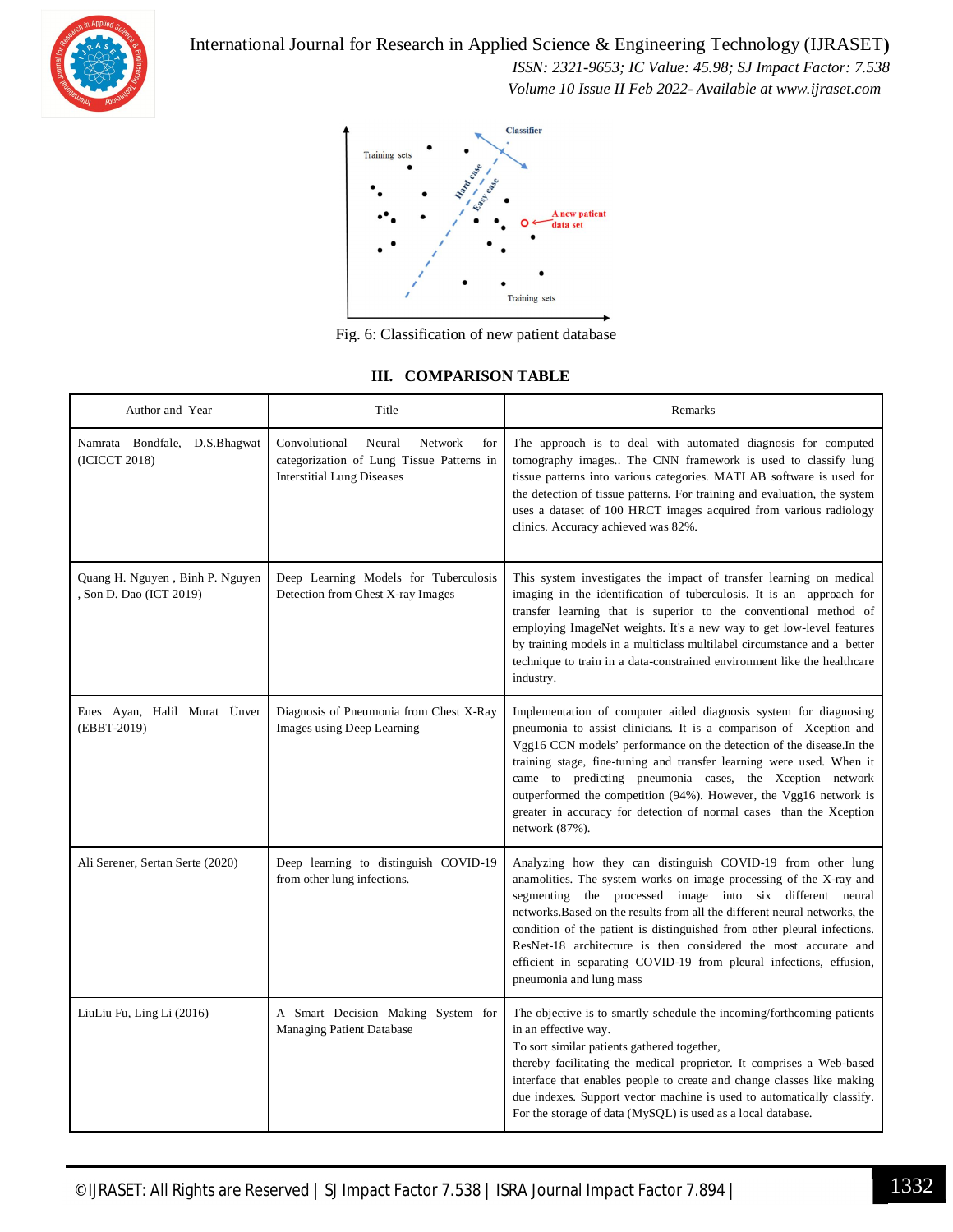Fig. 6: Classification of new patient database

## III. COMPARISON TABLE

| Author and Year | Title | Remarks |
|---|---|---|
| Namrata Bondfale, D.S.Bhagwat (ICICCT 2018) | Convolutional Neural Network for categorization of Lung Tissue Patterns in Interstitial Lung Diseases | The approach is to deal with automated diagnosis for computed tomography images.. The CNN framework is used to classify lung tissue patterns into various categories. MATLAB software is used for the detection of tissue patterns. For training and evaluation, the system uses a dataset of 100 HRCT images acquired from various radiology clinics. Accuracy achieved was 82%. |
| Quang H. Nguyen , Binh P. Nguyen , Son D. Dao (ICT 2019) | Deep Learning Models for Tuberculosis Detection from Chest X-ray Images | This system investigates the impact of transfer learning on medical imaging in the identification of tuberculosis. It is an approach for transfer learning that is superior to the conventional method of employing ImageNet weights. It's a new way to get low-level features by training models in a multiclass multilabel circumstance and a better technique to train in a data-constrained environment like the healthcare industry. |
| Enes Ayan, Halil Murat Ünver (EBBT-2019) | Diagnosis of Pneumonia from Chest X-Ray Images using Deep Learning | Implementation of computer aided diagnosis system for diagnosing pneumonia to assist clinicians. It is a comparison of Xception and Vgg16 CCN models' performance on the detection of the disease.In the training stage, fine-tuning and transfer learning were used. When it came to predicting pneumonia cases, the Xception network outperformed the competition (94%). However, the Vgg16 network is greater in accuracy for detection of normal cases than the Xception network (87%). |
| Ali Serener, Sertan Serte (2020) | Deep learning to distinguish COVID-19 from other lung infections. | Analyzing how they can distinguish COVID-19 from other lung anamolities. The system works on image processing of the X-ray and segmenting the processed image into six different neural networks.Based on the results from all the different neural networks, the condition of the patient is distinguished from other pleural infections. ResNet-18 architecture is then considered the most accurate and efficient in separating COVID-19 from pleural infections, effusion, pneumonia and lung mass |
| LiuLiu Fu, Ling Li (2016) | A Smart Decision Making System for Managing Patient Database | The objective is to smartly schedule the incoming/forthcoming patients in an effective way.<br>To sort similar patients gathered together,<br>thereby facilitating the medical proprietor. It comprises a Web-based interface that enables people to create and change classes like making due indexes. Support vector machine is used to automatically classify. For the storage of data (MySQL) is used as a local database. |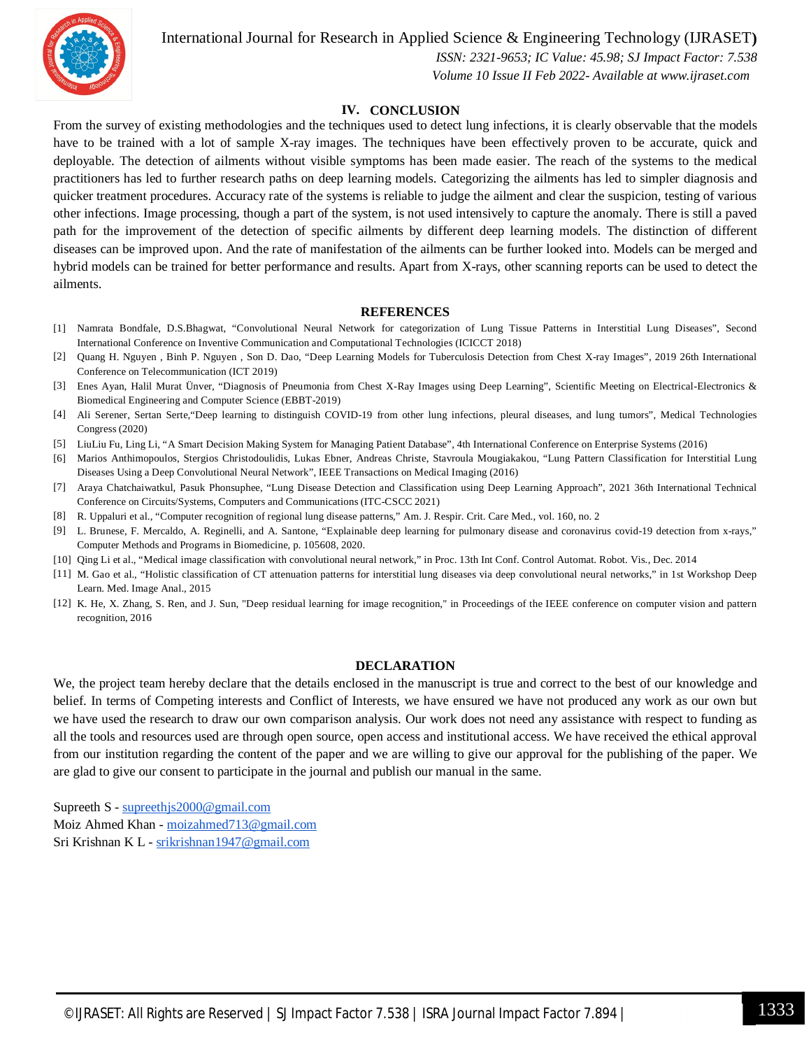## IV. CONCLUSION

From the survey of existing methodologies and the techniques used to detect lung infections, it is clearly observable that the models have to be trained with a lot of sample X-ray images. The techniques have been effectively proven to be accurate, quick and deployable. The detection of ailments without visible symptoms has been made easier. The reach of the systems to the medical practitioners has led to further research paths on deep learning models. Categorizing the ailments has led to simpler diagnosis and quicker treatment procedures. Accuracy rate of the systems is reliable to judge the ailment and clear the suspicion, testing of various other infections. Image processing, though a part of the system, is not used intensively to capture the anomaly. There is still a paved path for the improvement of the detection of specific ailments by different deep learning models. The distinction of different diseases can be improved upon. And the rate of manifestation of the ailments can be further looked into. Models can be merged and hybrid models can be trained for better performance and results. Apart from X-rays, other scanning reports can be used to detect the ailments.

## REFERENCES

[1] Namrata Bondfale, D.S.Bhagwat, "Convolutional Neural Network for categorization of Lung Tissue Patterns in Interstitial Lung Diseases", Second International Conference on Inventive Communication and Computational Technologies (ICICCT 2018)

[2] Quang H. Nguyen , Binh P. Nguyen , Son D. Dao, "Deep Learning Models for Tuberculosis Detection from Chest X-ray Images", 2019 26th International Conference on Telecommunication (ICT 2019)

[3] Enes Ayan, Halil Murat Ünver, "Diagnosis of Pneumonia from Chest X-Ray Images using Deep Learning", Scientific Meeting on Electrical-Electronics & Biomedical Engineering and Computer Science (EBBT-2019)

[4] Ali Serener, Sertan Serte,"Deep learning to distinguish COVID-19 from other lung infections, pleural diseases, and lung tumors", Medical Technologies Congress (2020)

[5] LiuLiu Fu, Ling Li, "A Smart Decision Making System for Managing Patient Database", 4th International Conference on Enterprise Systems (2016)

[6] Marios Anthimopoulos, Stergios Christodoulidis, Lukas Ebner, Andreas Christe, Stavroula Mougiakakou, "Lung Pattern Classification for Interstitial Lung Diseases Using a Deep Convolutional Neural Network", IEEE Transactions on Medical Imaging (2016)

[7] Araya Chatchaiwatkul, Pasuk Phonsuphee, "Lung Disease Detection and Classification using Deep Learning Approach", 2021 36th International Technical Conference on Circuits/Systems, Computers and Communications (ITC-CSCC 2021)

[8] R. Uppaluri et al., "Computer recognition of regional lung disease patterns," Am. J. Respir. Crit. Care Med., vol. 160, no. 2

[9] L. Brunese, F. Mercaldo, A. Reginelli, and A. Santone, "Explainable deep learning for pulmonary disease and coronavirus covid-19 detection from x-rays," Computer Methods and Programs in Biomedicine, p. 105608, 2020.

[10] Qing Li et al., "Medical image classification with convolutional neural network," in Proc. 13th Int Conf. Control Automat. Robot. Vis., Dec. 2014

[11] M. Gao et al., "Holistic classification of CT attenuation patterns for interstitial lung diseases via deep convolutional neural networks," in 1st Workshop Deep Learn. Med. Image Anal., 2015

[12] K. He, X. Zhang, S. Ren, and J. Sun, "Deep residual learning for image recognition," in Proceedings of the IEEE conference on computer vision and pattern recognition, 2016

## DECLARATION

We, the project team hereby declare that the details enclosed in the manuscript is true and correct to the best of our knowledge and belief. In terms of Competing interests and Conflict of Interests, we have ensured we have not produced any work as our own but we have used the research to draw our own comparison analysis. Our work does not need any assistance with respect to funding as all the tools and resources used are through open source, open access and institutional access. We have received the ethical approval from our institution regarding the content of the paper and we are willing to give our approval for the publishing of the paper. We are glad to give our consent to participate in the journal and publish our manual in the same.

Supreeth S - supreethjs2000@gmail.com
Moiz Ahmed Khan - moizahmed713@gmail.com
Sri Krishnan K L - srikrishnan1947@gmail.com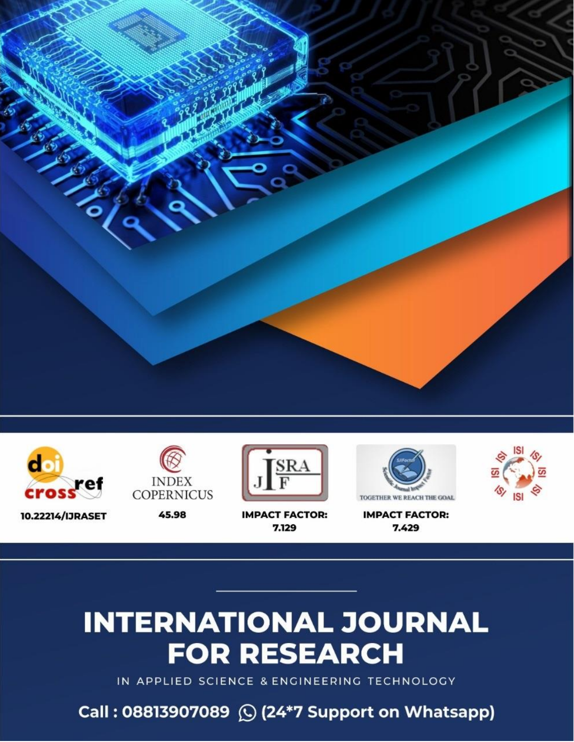10.22214/IJRASET

INDEX COPERNICUS

45.98

IMPACT FACTOR:
7.129

IMPACT FACTOR:
7.429

# INTERNATIONAL JOURNAL FOR RESEARCH

IN APPLIED SCIENCE & ENGINEERING TECHNOLOGY

Call : 08813907089 (24*7 Support on Whatsapp)